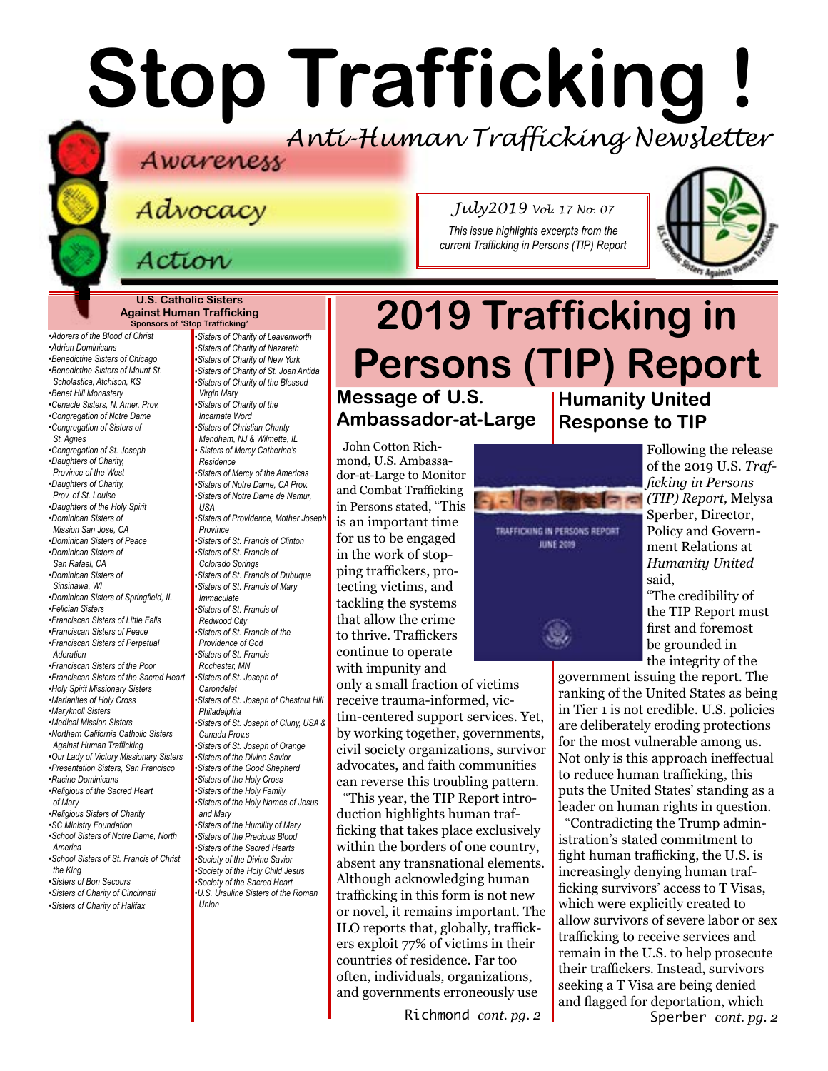# Stop Trafficking !

*Anti-Human Trafficking Newsletter*

Awareness

Advocacy

Action

*July2019 Vol. 17 No. 07*

*This issue highlights excerpts from the current Trafficking in Persons (TIP) Report*

**U.S. Catholic Sisters Against Human Trafficking**
**Sponsors of 'Stop Trafficking'**

- Adorers of the Blood of Christ
- Adrian Dominicans
- Benedictine Sisters of Chicago
- Benedictine Sisters of Mount St. Scholastica, Atchison, KS
- Benet Hill Monastery
- Cenacle Sisters, N. Amer. Prov.
- Congregation of Notre Dame
- Congregation of Sisters of St. Agnes
- Congregation of St. Joseph
- Daughters of Charity, Province of the West
- Daughters of Charity, Prov. of St. Louise
- Daughters of the Holy Spirit
- Dominican Sisters of Mission San Jose, CA
- Dominican Sisters of Peace
- Dominican Sisters of San Rafael, CA
- Dominican Sisters of Sinsinawa, WI
- Dominican Sisters of Springfield, IL
- Felician Sisters
- Franciscan Sisters of Little Falls
- Franciscan Sisters of Peace
- Franciscan Sisters of Perpetual Adoration
- Franciscan Sisters of the Poor
- Franciscan Sisters of the Sacred Heart
- Holy Spirit Missionary Sisters
- Marianites of Holy Cross
- Maryknoll Sisters
- Medical Mission Sisters
- Northern California Catholic Sisters Against Human Trafficking
- Our Lady of Victory Missionary Sisters
- Presentation Sisters, San Francisco
- Racine Dominicans
- Religious of the Sacred Heart of Mary
- Religious Sisters of Charity
- SC Ministry Foundation
- School Sisters of Notre Dame, North America
- School Sisters of St. Francis of Christ the King
- Sisters of Bon Secours
- Sisters of Charity of Cincinnati
- Sisters of Charity of Halifax
- Sisters of Charity of Leavenworth
- Sisters of Charity of Nazareth
- Sisters of Charity of New York
- Sisters of Charity of St. Joan Antida
- Sisters of Charity of the Blessed Virgin Mary
- Sisters of Charity of the Incarnate Word
- Sisters of Christian Charity Mendham, NJ & Wilmette, IL
- Sisters of Mercy Catherine's Residence
- Sisters of Mercy of the Americas
- Sisters of Notre Dame, CA Prov.
- Sisters of Notre Dame de Namur, USA
- Sisters of Providence, Mother Joseph Province
- Sisters of St. Francis of Clinton
- Sisters of St. Francis of Colorado Springs
- Sisters of St. Francis of Dubuque
- Sisters of St. Francis of Mary Immaculate
- Sisters of St. Francis of Redwood City
- Sisters of St. Francis of the Providence of God
- Sisters of St. Francis Rochester, MN
- Sisters of St. Joseph of Carondelet
- Sisters of St. Joseph of Chestnut Hill Philadelphia
- Sisters of St. Joseph of Cluny, USA & Canada Prov.s
- Sisters of St. Joseph of Orange
- Sisters of the Divine Savior
- Sisters of the Good Shepherd
- Sisters of the Holy Cross
- Sisters of the Holy Family
- Sisters of the Holy Names of Jesus and Mary
- Sisters of the Humility of Mary
- Sisters of the Precious Blood
- Sisters of the Sacred Hearts
- Society of the Divine Savior
- Society of the Holy Child Jesus
- Society of the Sacred Heart
- U.S. Ursuline Sisters of the Roman Union

# 2019 Trafficking in Persons (TIP) Report

## Message of U.S. Ambassador-at-Large

John Cotton Richmond, U.S. Ambassador-at-Large to Monitor and Combat Trafficking in Persons stated, "This is an important time for us to be engaged in the work of stopping traffickers, protecting victims, and tackling the systems that allow the crime to thrive. Traffickers continue to operate with impunity and only a small fraction of victims receive trauma-informed, victim-centered support services. Yet, by working together, governments, civil society organizations, survivor advocates, and faith communities can reverse this troubling pattern.

"This year, the TIP Report introduction highlights human trafficking that takes place exclusively within the borders of one country, absent any transnational elements. Although acknowledging human trafficking in this form is not new or novel, it remains important. The ILO reports that, globally, traffickers exploit 77% of victims in their countries of residence. Far too often, individuals, organizations, and governments erroneously use

Richmond *cont. pg. 2*

## Humanity United Response to TIP

Following the release of the 2019 U.S. *Trafficking in Persons (TIP) Report,* Melysa Sperber, Director, Policy and Government Relations at *Humanity United* said,

"The credibility of the TIP Report must first and foremost be grounded in the integrity of the government issuing the report. The ranking of the United States as being in Tier 1 is not credible. U.S. policies are deliberately eroding protections for the most vulnerable among us. Not only is this approach ineffectual to reduce human trafficking, this puts the United States' standing as a leader on human rights in question.

"Contradicting the Trump administration's stated commitment to fight human trafficking, the U.S. is increasingly denying human trafficking survivors' access to T Visas, which were explicitly created to allow survivors of severe labor or sex trafficking to receive services and remain in the U.S. to help prosecute their traffickers. Instead, survivors seeking a T Visa are being denied and flagged for deportation, which

Sperber *cont. pg. 2*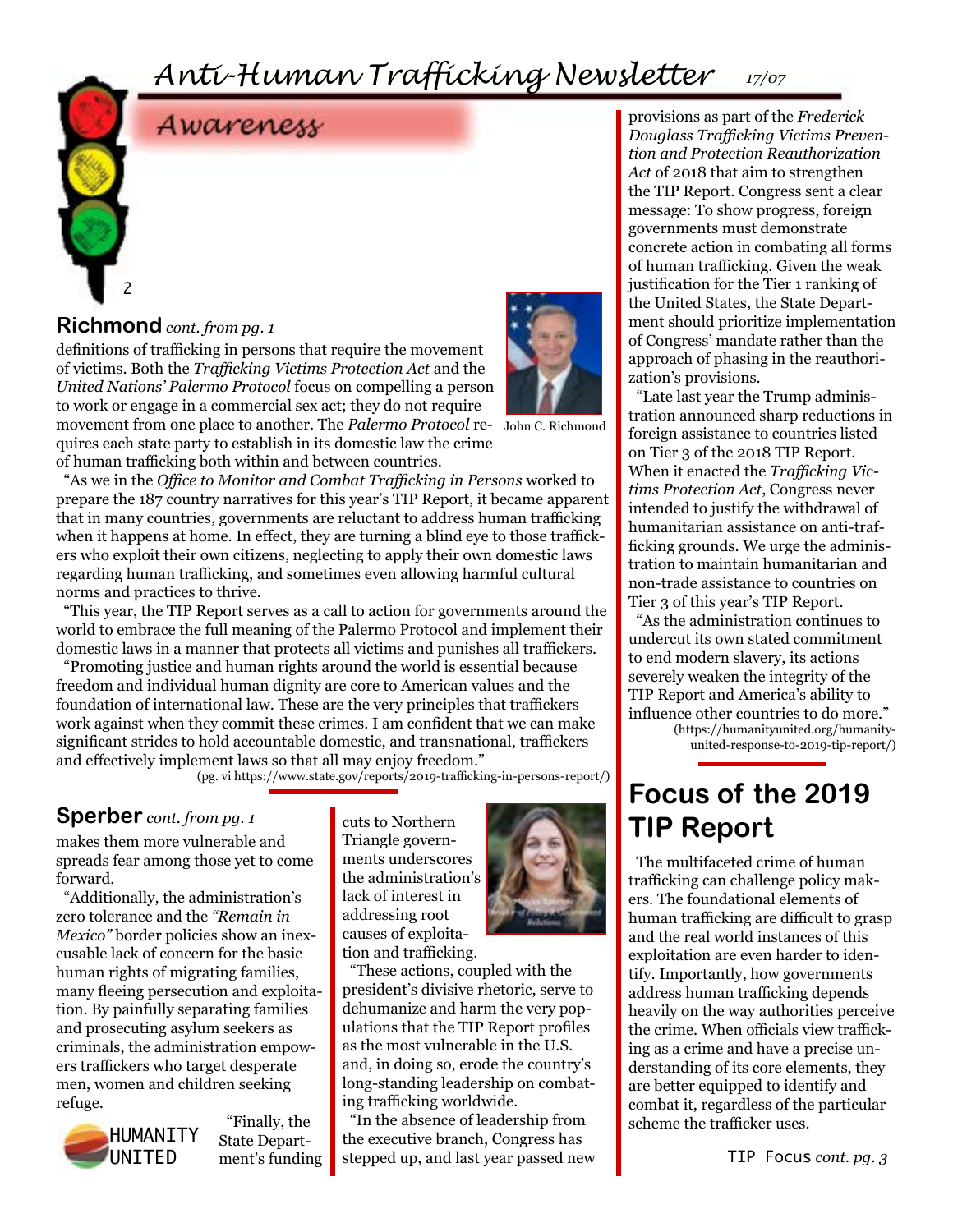## Awareness

### Richmond *cont. from pg. 1*

definitions of trafficking in persons that require the movement of victims. Both the *Trafficking Victims Protection Act* and the *United Nations' Palermo Protocol* focus on compelling a person to work or engage in a commercial sex act; they do not require movement from one place to another. The *Palermo Protocol* requires each state party to establish in its domestic law the crime of human trafficking both within and between countries.

John C. Richmond

"As we in the *Office to Monitor and Combat Trafficking in Persons* worked to prepare the 187 country narratives for this year's TIP Report, it became apparent that in many countries, governments are reluctant to address human trafficking when it happens at home. In effect, they are turning a blind eye to those traffickers who exploit their own citizens, neglecting to apply their own domestic laws regarding human trafficking, and sometimes even allowing harmful cultural norms and practices to thrive.

"This year, the TIP Report serves as a call to action for governments around the world to embrace the full meaning of the Palermo Protocol and implement their domestic laws in a manner that protects all victims and punishes all traffickers.

"Promoting justice and human rights around the world is essential because freedom and individual human dignity are core to American values and the foundation of international law. These are the very principles that traffickers work against when they commit these crimes. I am confident that we can make significant strides to hold accountable domestic, and transnational, traffickers and effectively implement laws so that all may enjoy freedom."

(pg. vi https://www.state.gov/reports/2019-trafficking-in-persons-report/)

### Sperber *cont. from pg. 1*

makes them more vulnerable and spreads fear among those yet to come forward.

"Additionally, the administration's zero tolerance and the *"Remain in Mexico"* border policies show an inexcusable lack of concern for the basic human rights of migrating families, many fleeing persecution and exploitation. By painfully separating families and prosecuting asylum seekers as criminals, the administration empowers traffickers who target desperate men, women and children seeking refuge.

HUMANITY UNITED

"Finally, the State Department's funding cuts to Northern Triangle governments underscores the administration's lack of interest in addressing root causes of exploitation and trafficking.

"These actions, coupled with the president's divisive rhetoric, serve to dehumanize and harm the very populations that the TIP Report profiles as the most vulnerable in the U.S. and, in doing so, erode the country's long-standing leadership on combating trafficking worldwide.

"In the absence of leadership from the executive branch, Congress has stepped up, and last year passed new provisions as part of the *Frederick Douglass Trafficking Victims Prevention and Protection Reauthorization Act* of 2018 that aim to strengthen the TIP Report. Congress sent a clear message: To show progress, foreign governments must demonstrate concrete action in combating all forms of human trafficking. Given the weak justification for the Tier 1 ranking of the United States, the State Department should prioritize implementation of Congress' mandate rather than the approach of phasing in the reauthorization's provisions.

"Late last year the Trump administration announced sharp reductions in foreign assistance to countries listed on Tier 3 of the 2018 TIP Report. When it enacted the *Trafficking Victims Protection Act*, Congress never intended to justify the withdrawal of humanitarian assistance on anti-trafficking grounds. We urge the administration to maintain humanitarian and non-trade assistance to countries on Tier 3 of this year's TIP Report.

"As the administration continues to undercut its own stated commitment to end modern slavery, its actions severely weaken the integrity of the TIP Report and America's ability to influence other countries to do more."

(https://humanityunited.org/humanity-united-response-to-2019-tip-report/)

## Focus of the 2019 TIP Report

The multifaceted crime of human trafficking can challenge policy makers. The foundational elements of human trafficking are difficult to grasp and the real world instances of this exploitation are even harder to identify. Importantly, how governments address human trafficking depends heavily on the way authorities perceive the crime. When officials view trafficking as a crime and have a precise understanding of its core elements, they are better equipped to identify and combat it, regardless of the particular scheme the trafficker uses.

TIP Focus *cont. pg. 3*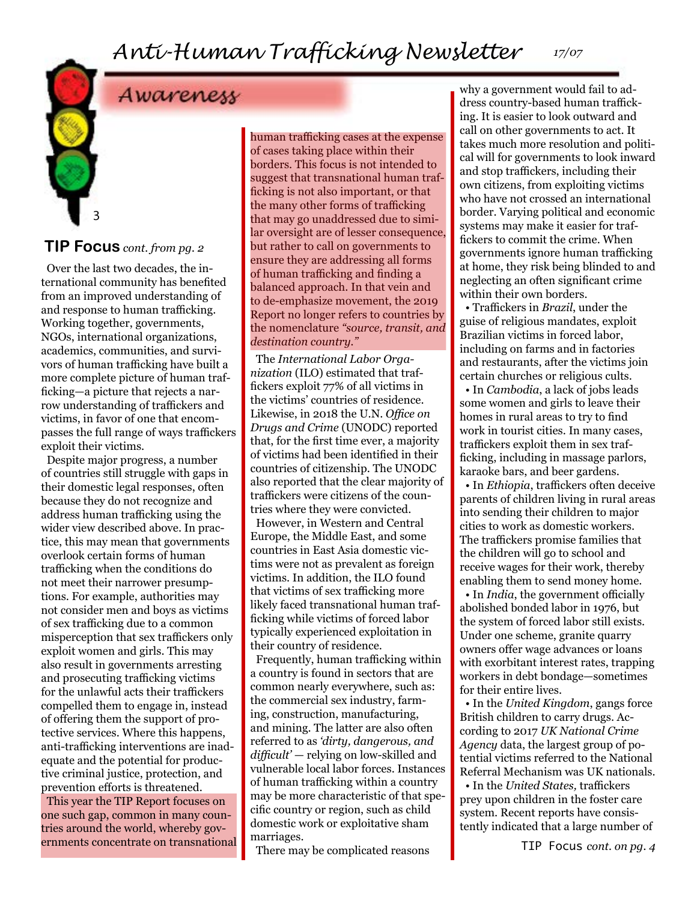## Awareness

### TIP Focus *cont. from pg. 2*

Over the last two decades, the international community has benefited from an improved understanding of and response to human trafficking. Working together, governments, NGOs, international organizations, academics, communities, and survivors of human trafficking have built a more complete picture of human trafficking—a picture that rejects a narrow understanding of traffickers and victims, in favor of one that encompasses the full range of ways traffickers exploit their victims.

Despite major progress, a number of countries still struggle with gaps in their domestic legal responses, often because they do not recognize and address human trafficking using the wider view described above. In practice, this may mean that governments overlook certain forms of human trafficking when the conditions do not meet their narrower presumptions. For example, authorities may not consider men and boys as victims of sex trafficking due to a common misperception that sex traffickers only exploit women and girls. This may also result in governments arresting and prosecuting trafficking victims for the unlawful acts their traffickers compelled them to engage in, instead of offering them the support of protective services. Where this happens, anti-trafficking interventions are inadequate and the potential for productive criminal justice, protection, and prevention efforts is threatened.

This year the TIP Report focuses on one such gap, common in many countries around the world, whereby governments concentrate on transnational human trafficking cases at the expense of cases taking place within their borders. This focus is not intended to suggest that transnational human trafficking is not also important, or that the many other forms of trafficking that may go unaddressed due to similar oversight are of lesser consequence, but rather to call on governments to ensure they are addressing all forms of human trafficking and finding a balanced approach. In that vein and to de-emphasize movement, the 2019 Report no longer refers to countries by the nomenclature *"source, transit, and destination country."*

The *International Labor Organization* (ILO) estimated that traffickers exploit 77% of all victims in the victims' countries of residence. Likewise, in 2018 the U.N. *Office on Drugs and Crime* (UNODC) reported that, for the first time ever, a majority of victims had been identified in their countries of citizenship. The UNODC also reported that the clear majority of traffickers were citizens of the countries where they were convicted.

However, in Western and Central Europe, the Middle East, and some countries in East Asia domestic victims were not as prevalent as foreign victims. In addition, the ILO found that victims of sex trafficking more likely faced transnational human trafficking while victims of forced labor typically experienced exploitation in their country of residence.

Frequently, human trafficking within a country is found in sectors that are common nearly everywhere, such as: the commercial sex industry, farming, construction, manufacturing, and mining. The latter are also often referred to as *'dirty, dangerous, and difficult'* — relying on low-skilled and vulnerable local labor forces. Instances of human trafficking within a country may be more characteristic of that specific country or region, such as child domestic work or exploitative sham marriages.

There may be complicated reasons why a government would fail to address country-based human trafficking. It is easier to look outward and call on other governments to act. It takes much more resolution and political will for governments to look inward and stop traffickers, including their own citizens, from exploiting victims who have not crossed an international border. Varying political and economic systems may make it easier for traffickers to commit the crime. When governments ignore human trafficking at home, they risk being blinded to and neglecting an often significant crime within their own borders.

- Traffickers in *Brazil*, under the guise of religious mandates, exploit Brazilian victims in forced labor, including on farms and in factories and restaurants, after the victims join certain churches or religious cults.
- In *Cambodia*, a lack of jobs leads some women and girls to leave their homes in rural areas to try to find work in tourist cities. In many cases, traffickers exploit them in sex trafficking, including in massage parlors, karaoke bars, and beer gardens.
- In *Ethiopia*, traffickers often deceive parents of children living in rural areas into sending their children to major cities to work as domestic workers. The traffickers promise families that the children will go to school and receive wages for their work, thereby enabling them to send money home.
- In *India*, the government officially abolished bonded labor in 1976, but the system of forced labor still exists. Under one scheme, granite quarry owners offer wage advances or loans with exorbitant interest rates, trapping workers in debt bondage—sometimes for their entire lives.
- In the *United Kingdom*, gangs force British children to carry drugs. According to 2017 *UK National Crime Agency* data, the largest group of potential victims referred to the National Referral Mechanism was UK nationals.
- In the *United States,* traffickers prey upon children in the foster care system. Recent reports have consistently indicated that a large number of

TIP Focus *cont. on pg. 4*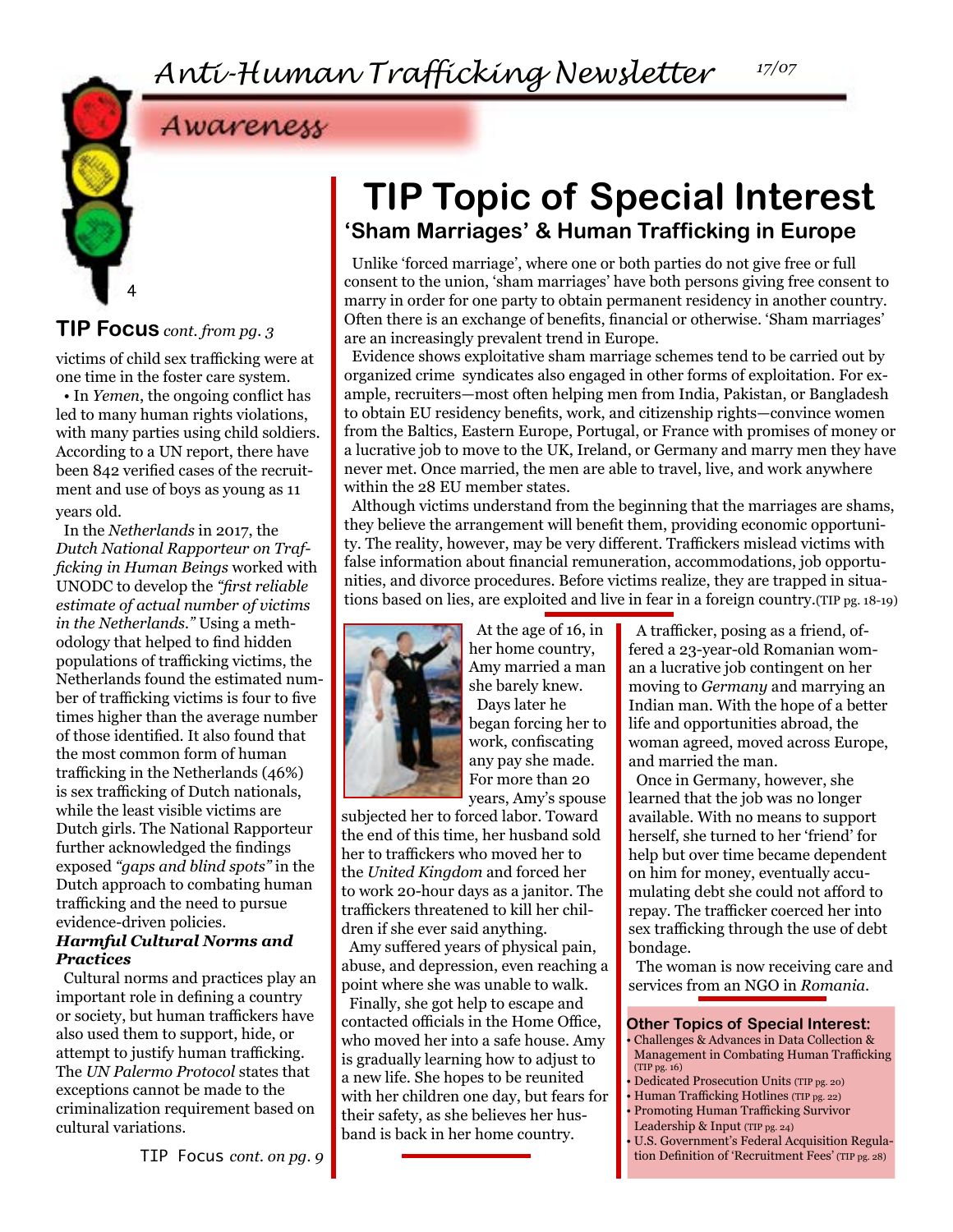## Awareness

### TIP Focus *cont. from pg. 3*

victims of child sex trafficking were at one time in the foster care system.

• In *Yemen*, the ongoing conflict has led to many human rights violations, with many parties using child soldiers. According to a UN report, there have been 842 verified cases of the recruitment and use of boys as young as 11 years old.

In the *Netherlands* in 2017, the *Dutch National Rapporteur on Trafficking in Human Beings* worked with UNODC to develop the *"first reliable estimate of actual number of victims in the Netherlands."* Using a methodology that helped to find hidden populations of trafficking victims, the Netherlands found the estimated number of trafficking victims is four to five times higher than the average number of those identified. It also found that the most common form of human trafficking in the Netherlands (46%) is sex trafficking of Dutch nationals, while the least visible victims are Dutch girls. The National Rapporteur further acknowledged the findings exposed *"gaps and blind spots"* in the Dutch approach to combating human trafficking and the need to pursue evidence-driven policies.

***Harmful Cultural Norms and Practices***

Cultural norms and practices play an important role in defining a country or society, but human traffickers have also used them to support, hide, or attempt to justify human trafficking. The *UN Palermo Protocol* states that exceptions cannot be made to the criminalization requirement based on cultural variations.

TIP Focus *cont. on pg. 9*

# TIP Topic of Special Interest

## 'Sham Marriages' & Human Trafficking in Europe

Unlike 'forced marriage', where one or both parties do not give free or full consent to the union, 'sham marriages' have both persons giving free consent to marry in order for one party to obtain permanent residency in another country. Often there is an exchange of benefits, financial or otherwise. 'Sham marriages' are an increasingly prevalent trend in Europe.

Evidence shows exploitative sham marriage schemes tend to be carried out by organized crime syndicates also engaged in other forms of exploitation. For example, recruiters—most often helping men from India, Pakistan, or Bangladesh to obtain EU residency benefits, work, and citizenship rights—convince women from the Baltics, Eastern Europe, Portugal, or France with promises of money or a lucrative job to move to the UK, Ireland, or Germany and marry men they have never met. Once married, the men are able to travel, live, and work anywhere within the 28 EU member states.

Although victims understand from the beginning that the marriages are shams, they believe the arrangement will benefit them, providing economic opportunity. The reality, however, may be very different. Traffickers mislead victims with false information about financial remuneration, accommodations, job opportunities, and divorce procedures. Before victims realize, they are trapped in situations based on lies, are exploited and live in fear in a foreign country.(TIP pg. 18-19)

At the age of 16, in her home country, Amy married a man she barely knew. Days later he began forcing her to work, confiscating any pay she made. For more than 20 years, Amy's spouse subjected her to forced labor. Toward the end of this time, her husband sold her to traffickers who moved her to the *United Kingdom* and forced her to work 20-hour days as a janitor. The traffickers threatened to kill her children if she ever said anything.

Amy suffered years of physical pain, abuse, and depression, even reaching a point where she was unable to walk.

Finally, she got help to escape and contacted officials in the Home Office, who moved her into a safe house. Amy is gradually learning how to adjust to a new life. She hopes to be reunited with her children one day, but fears for their safety, as she believes her husband is back in her home country.

A trafficker, posing as a friend, offered a 23-year-old Romanian woman a lucrative job contingent on her moving to *Germany* and marrying an Indian man. With the hope of a better life and opportunities abroad, the woman agreed, moved across Europe, and married the man.

Once in Germany, however, she learned that the job was no longer available. With no means to support herself, she turned to her 'friend' for help but over time became dependent on him for money, eventually accumulating debt she could not afford to repay. The trafficker coerced her into sex trafficking through the use of debt bondage.

The woman is now receiving care and services from an NGO in *Romania*.

### Other Topics of Special Interest:

- Challenges & Advances in Data Collection & Management in Combating Human Trafficking (TIP pg. 16)
- Dedicated Prosecution Units (TIP pg. 20)
- Human Trafficking Hotlines (TIP pg. 22)
- Promoting Human Trafficking Survivor Leadership & Input (TIP pg. 24)
- U.S. Government's Federal Acquisition Regulation Definition of 'Recruitment Fees' (TIP pg. 28)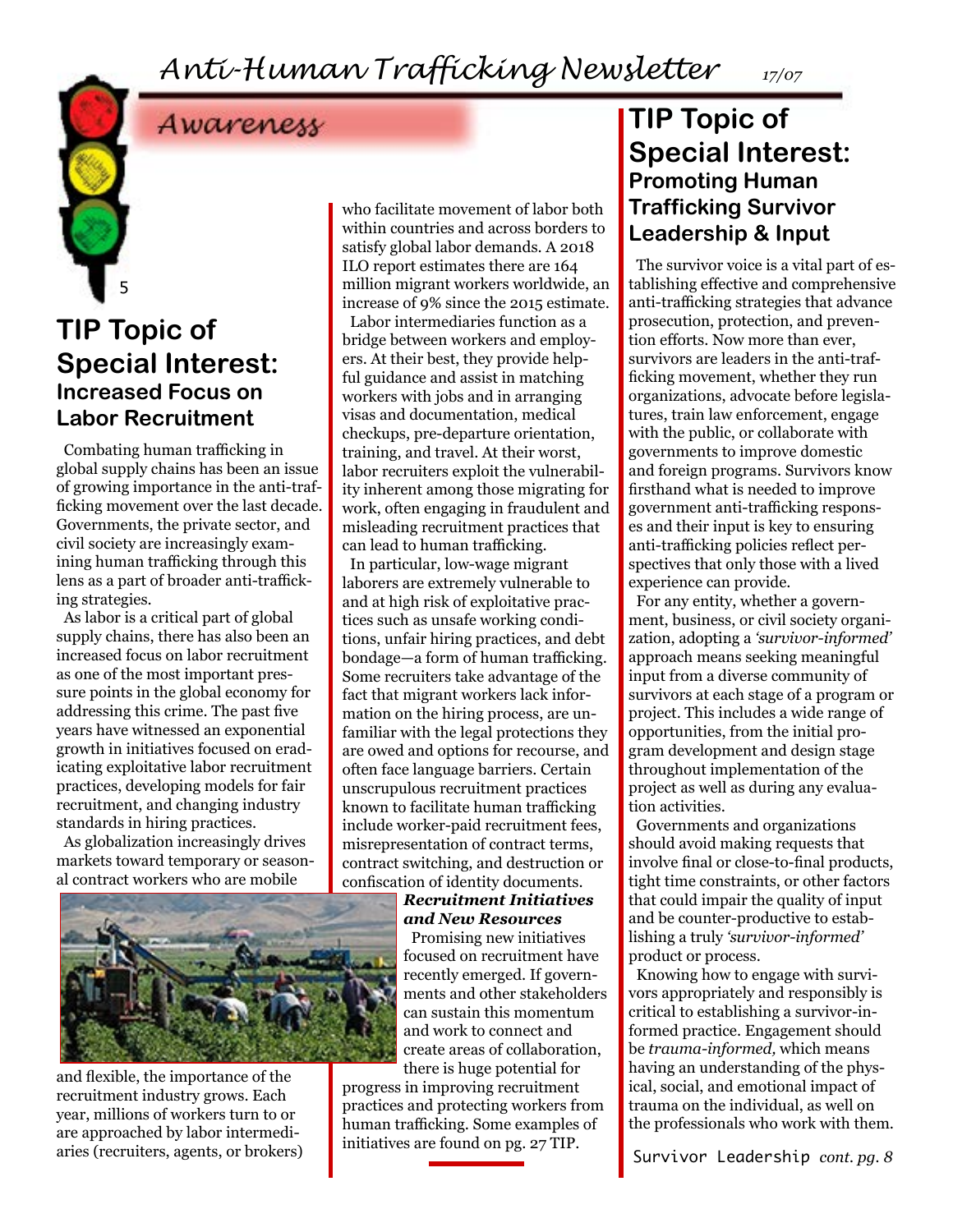## Awareness

## TIP Topic of Special Interest:
### Increased Focus on Labor Recruitment

Combating human trafficking in global supply chains has been an issue of growing importance in the anti-trafficking movement over the last decade. Governments, the private sector, and civil society are increasingly examining human trafficking through this lens as a part of broader anti-trafficking strategies.

As labor is a critical part of global supply chains, there has also been an increased focus on labor recruitment as one of the most important pressure points in the global economy for addressing this crime. The past five years have witnessed an exponential growth in initiatives focused on eradicating exploitative labor recruitment practices, developing models for fair recruitment, and changing industry standards in hiring practices.

As globalization increasingly drives markets toward temporary or seasonal contract workers who are mobile and flexible, the importance of the recruitment industry grows. Each year, millions of workers turn to or are approached by labor intermediaries (recruiters, agents, or brokers) who facilitate movement of labor both within countries and across borders to satisfy global labor demands. A 2018 ILO report estimates there are 164 million migrant workers worldwide, an increase of 9% since the 2015 estimate.

Labor intermediaries function as a bridge between workers and employers. At their best, they provide helpful guidance and assist in matching workers with jobs and in arranging visas and documentation, medical checkups, pre-departure orientation, training, and travel. At their worst, labor recruiters exploit the vulnerability inherent among those migrating for work, often engaging in fraudulent and misleading recruitment practices that can lead to human trafficking.

In particular, low-wage migrant laborers are extremely vulnerable to and at high risk of exploitative practices such as unsafe working conditions, unfair hiring practices, and debt bondage—a form of human trafficking. Some recruiters take advantage of the fact that migrant workers lack information on the hiring process, are unfamiliar with the legal protections they are owed and options for recourse, and often face language barriers. Certain unscrupulous recruitment practices known to facilitate human trafficking include worker-paid recruitment fees, misrepresentation of contract terms, contract switching, and destruction or confiscation of identity documents.

***Recruitment Initiatives and New Resources***

Promising new initiatives focused on recruitment have recently emerged. If governments and other stakeholders can sustain this momentum and work to connect and create areas of collaboration, there is huge potential for progress in improving recruitment practices and protecting workers from human trafficking. Some examples of initiatives are found on pg. 27 TIP.

## TIP Topic of Special Interest:
### Promoting Human Trafficking Survivor Leadership & Input

The survivor voice is a vital part of establishing effective and comprehensive anti-trafficking strategies that advance prosecution, protection, and prevention efforts. Now more than ever, survivors are leaders in the anti-trafficking movement, whether they run organizations, advocate before legislatures, train law enforcement, engage with the public, or collaborate with governments to improve domestic and foreign programs. Survivors know firsthand what is needed to improve government anti-trafficking responses and their input is key to ensuring anti-trafficking policies reflect perspectives that only those with a lived experience can provide.

For any entity, whether a government, business, or civil society organization, adopting a *'survivor-informed'* approach means seeking meaningful input from a diverse community of survivors at each stage of a program or project. This includes a wide range of opportunities, from the initial program development and design stage throughout implementation of the project as well as during any evaluation activities.

Governments and organizations should avoid making requests that involve final or close-to-final products, tight time constraints, or other factors that could impair the quality of input and be counter-productive to establishing a truly *'survivor-informed'* product or process.

Knowing how to engage with survivors appropriately and responsibly is critical to establishing a survivor-informed practice. Engagement should be *trauma-informed,* which means having an understanding of the physical, social, and emotional impact of trauma on the individual, as well on the professionals who work with them.

Survivor Leadership *cont. pg. 8*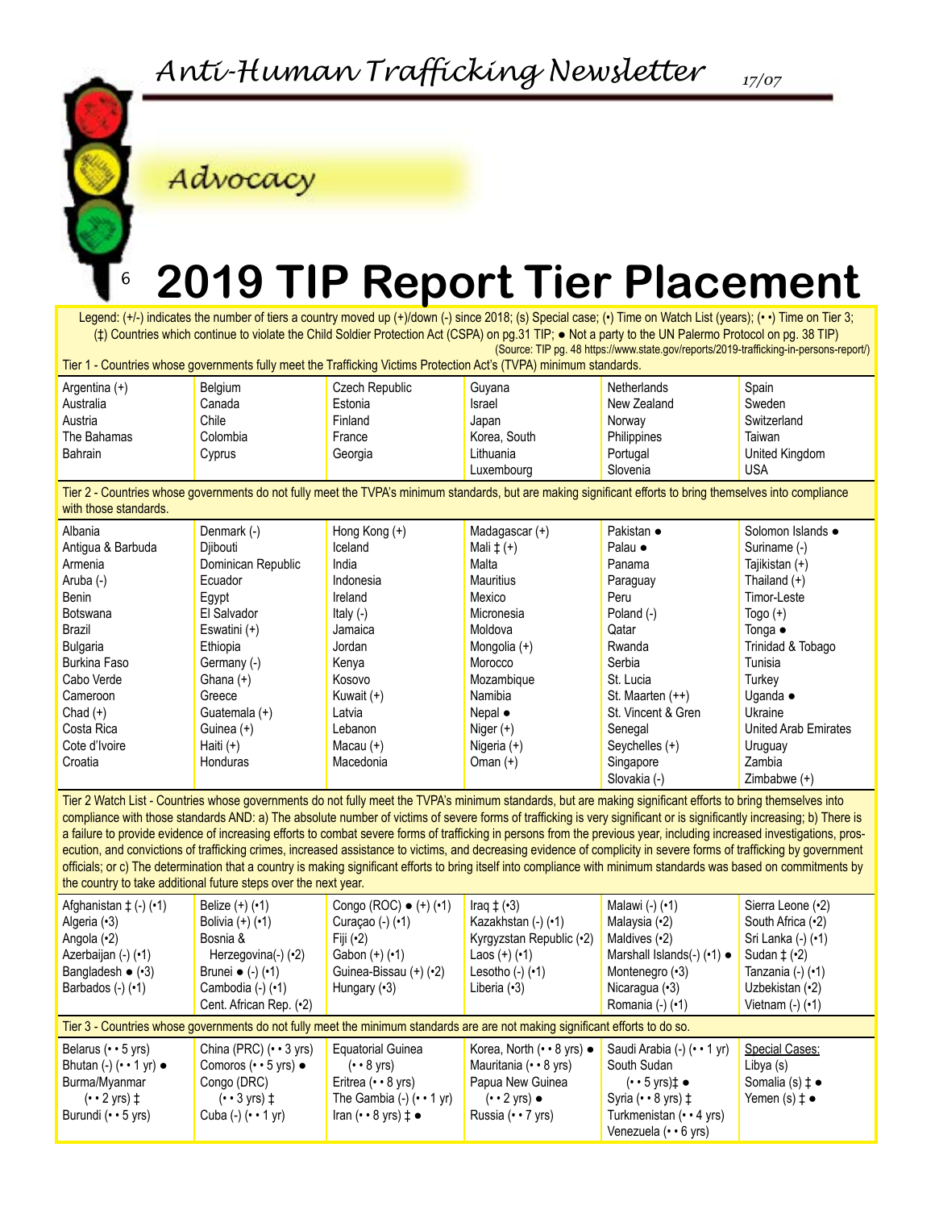## Advocacy

# 2019 TIP Report Tier Placement

Legend: (+/-) indicates the number of tiers a country moved up (+)/down (-) since 2018; (s) Special case; (•) Time on Watch List (years); (• •) Time on Tier 3; (‡) Countries which continue to violate the Child Soldier Protection Act (CSPA) on pg.31 TIP; ● Not a party to the UN Palermo Protocol on pg. 38 TIP)

(Source: TIP pg. 48 https://www.state.gov/reports/2019-trafficking-in-persons-report/)

**Tier 1 - Countries whose governments fully meet the Trafficking Victims Protection Act's (TVPA) minimum standards.**

| | | | | | |
|---|---|---|---|---|---|
| Argentina (+) | Belgium | Czech Republic | Guyana | Netherlands | Spain |
| Australia | Canada | Estonia | Israel | New Zealand | Sweden |
| Austria | Chile | Finland | Japan | Norway | Switzerland |
| The Bahamas | Colombia | France | Korea, South | Philippines | Taiwan |
| Bahrain | Cyprus | Georgia | Lithuania | Portugal | United Kingdom |
| | | | Luxembourg | Slovenia | USA |

**Tier 2 - Countries whose governments do not fully meet the TVPA's minimum standards, but are making significant efforts to bring themselves into compliance with those standards.**

| | | | | | |
|---|---|---|---|---|---|
| Albania | Denmark (-) | Hong Kong (+) | Madagascar (+) | Pakistan ● | Solomon Islands ● |
| Antigua & Barbuda | Djibouti | Iceland | Mali ‡ (+) | Palau ● | Suriname (-) |
| Armenia | Dominican Republic | India | Malta | Panama | Tajikistan (+) |
| Aruba (-) | Ecuador | Indonesia | Mauritius | Paraguay | Thailand (+) |
| Benin | Egypt | Ireland | Mexico | Peru | Timor-Leste |
| Botswana | El Salvador | Italy (-) | Micronesia | Poland (-) | Togo (+) |
| Brazil | Eswatini (+) | Jamaica | Moldova | Qatar | Tonga ● |
| Bulgaria | Ethiopia | Jordan | Mongolia (+) | Rwanda | Trinidad & Tobago |
| Burkina Faso | Germany (-) | Kenya | Morocco | Serbia | Tunisia |
| Cabo Verde | Ghana (+) | Kosovo | Mozambique | St. Lucia | Turkey |
| Cameroon | Greece | Kuwait (+) | Namibia | St. Maarten (++) | Uganda ● |
| Chad (+) | Guatemala (+) | Latvia | Nepal ● | St. Vincent & Gren | Ukraine |
| Costa Rica | Guinea (+) | Lebanon | Niger (+) | Senegal | United Arab Emirates |
| Cote d'Ivoire | Haiti (+) | Macau (+) | Nigeria (+) | Seychelles (+) | Uruguay |
| Croatia | Honduras | Macedonia | Oman (+) | Singapore | Zambia |
| | | | | Slovakia (-) | Zimbabwe (+) |

**Tier 2 Watch List - Countries whose governments do not fully meet the TVPA's minimum standards, but are making significant efforts to bring themselves into compliance with those standards AND: a) The absolute number of victims of severe forms of trafficking is very significant or is significantly increasing; b) There is a failure to provide evidence of increasing efforts to combat severe forms of trafficking in persons from the previous year, including increased investigations, prosecution, and convictions of trafficking crimes, increased assistance to victims, and decreasing evidence of complicity in severe forms of trafficking by government officials; or c) The determination that a country is making significant efforts to bring itself into compliance with minimum standards was based on commitments by the country to take additional future steps over the next year.**

| | | | | | |
|---|---|---|---|---|---|
| Afghanistan ‡ (-) (•1) | Belize (+) (•1) | Congo (ROC) ● (+) (•1) | Iraq ‡ (•3) | Malawi (-) (•1) | Sierra Leone (•2) |
| Algeria (•3) | Bolivia (+) (•1) | Curaçao (-) (•1) | Kazakhstan (-) (•1) | Malaysia (•2) | South Africa (•2) |
| Angola (•2) | Bosnia & Herzegovina(-) (•2) | Fiji (•2) | Kyrgyzstan Republic (•2) | Maldives (•2) | Sri Lanka (-) (•1) |
| Azerbaijan (-) (•1) | Brunei ● (-) (•1) | Gabon (+) (•1) | Laos (+) (•1) | Marshall Islands(-) (•1) ● | Sudan ‡ (•2) |
| Bangladesh ● (•3) | Cambodia (-) (•1) | Guinea-Bissau (+) (•2) | Lesotho (-) (•1) | Montenegro (•3) | Tanzania (-) (•1) |
| Barbados (-) (•1) | Cent. African Rep. (•2) | Hungary (•3) | Liberia (•3) | Nicaragua (•3) | Uzbekistan (•2) |
| | | | | Romania (-) (•1) | Vietnam (-) (•1) |

**Tier 3 - Countries whose governments do not fully meet the minimum standards are are not making significant efforts to do so.**

| | | | | | |
|---|---|---|---|---|---|
| Belarus (• • 5 yrs) | China (PRC) (• • 3 yrs) | Equatorial Guinea (• • 8 yrs) | Korea, North (• • 8 yrs) ● | Saudi Arabia (-) (• • 1 yr) | <u>Special Cases:</u> |
| Bhutan (-) (• • 1 yr) ● | Comoros (• • 5 yrs) ● | Eritrea (• • 8 yrs) | Mauritania (• • 8 yrs) | South Sudan (• • 5 yrs)‡ ● | Libya (s) |
| Burma/Myanmar (• • 2 yrs) ‡ | Congo (DRC) (• • 3 yrs) ‡ | The Gambia (-) (• • 1 yr) | Papua New Guinea (• • 2 yrs) ● | Syria (• • 8 yrs) ‡ | Somalia (s) ‡ ● |
| Burundi (• • 5 yrs) | Cuba (-) (• • 1 yr) | Iran (• • 8 yrs) ‡ ● | Russia (• • 7 yrs) | Turkmenistan (• • 4 yrs) | Yemen (s) ‡ ● |
| | | | | Venezuela (• • 6 yrs) | |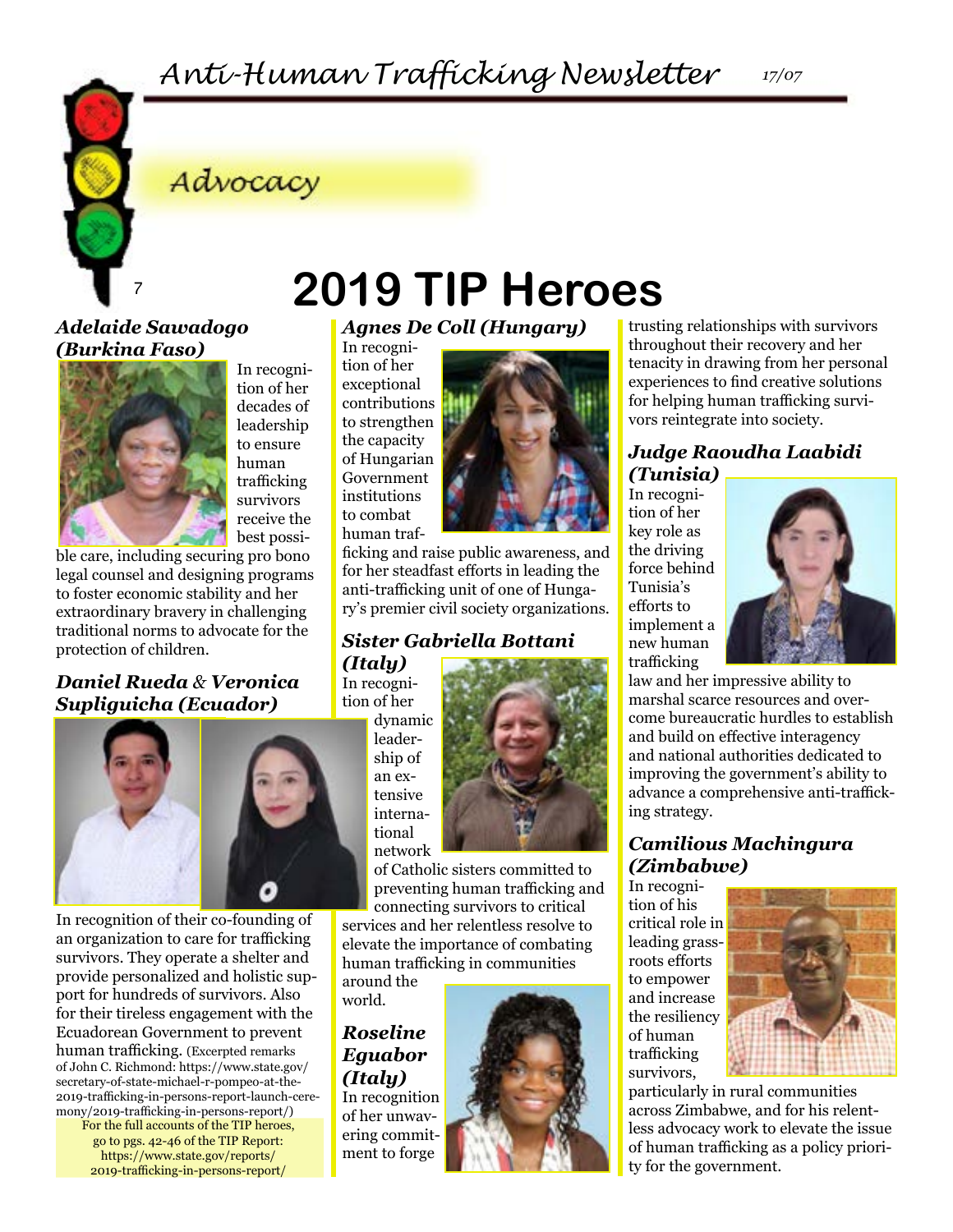## Advocacy

# 2019 TIP Heroes

### *Adelaide Sawadogo (Burkina Faso)*

In recognition of her decades of leadership to ensure human trafficking survivors receive the best possible care, including securing pro bono legal counsel and designing programs to foster economic stability and her extraordinary bravery in challenging traditional norms to advocate for the protection of children.

### *Daniel Rueda & Veronica Supliguicha (Ecuador)*

In recognition of their co-founding of an organization to care for trafficking survivors. They operate a shelter and provide personalized and holistic support for hundreds of survivors. Also for their tireless engagement with the Ecuadorean Government to prevent human trafficking. (Excerpted remarks of John C. Richmond: https://www.state.gov/secretary-of-state-michael-r-pompeo-at-the-2019-trafficking-in-persons-report-launch-ceremony/2019-trafficking-in-persons-report/)

For the full accounts of the TIP heroes, go to pgs. 42-46 of the TIP Report: https://www.state.gov/reports/2019-trafficking-in-persons-report/

### *Agnes De Coll (Hungary)*

In recognition of her exceptional contributions to strengthen the capacity of Hungarian Government institutions to combat human trafficking and raise public awareness, and for her steadfast efforts in leading the anti-trafficking unit of one of Hungary's premier civil society organizations.

### *Sister Gabriella Bottani (Italy)*

In recognition of her dynamic leadership of an extensive international network of Catholic sisters committed to preventing human trafficking and connecting survivors to critical services and her relentless resolve to elevate the importance of combating human trafficking in communities around the world.

### *Roseline Eguabor (Italy)*

In recognition of her unwavering commitment to forge trusting relationships with survivors throughout their recovery and her tenacity in drawing from her personal experiences to find creative solutions for helping human trafficking survivors reintegrate into society.

### *Judge Raoudha Laabidi (Tunisia)*

In recognition of her key role as the driving force behind Tunisia's efforts to implement a new human trafficking law and her impressive ability to marshal scarce resources and overcome bureaucratic hurdles to establish and build on effective interagency and national authorities dedicated to improving the government's ability to advance a comprehensive anti-trafficking strategy.

### *Camilious Machingura (Zimbabwe)*

In recognition of his critical role in leading grassroots efforts to empower and increase the resiliency of human trafficking survivors, particularly in rural communities across Zimbabwe, and for his relentless advocacy work to elevate the issue of human trafficking as a policy priority for the government.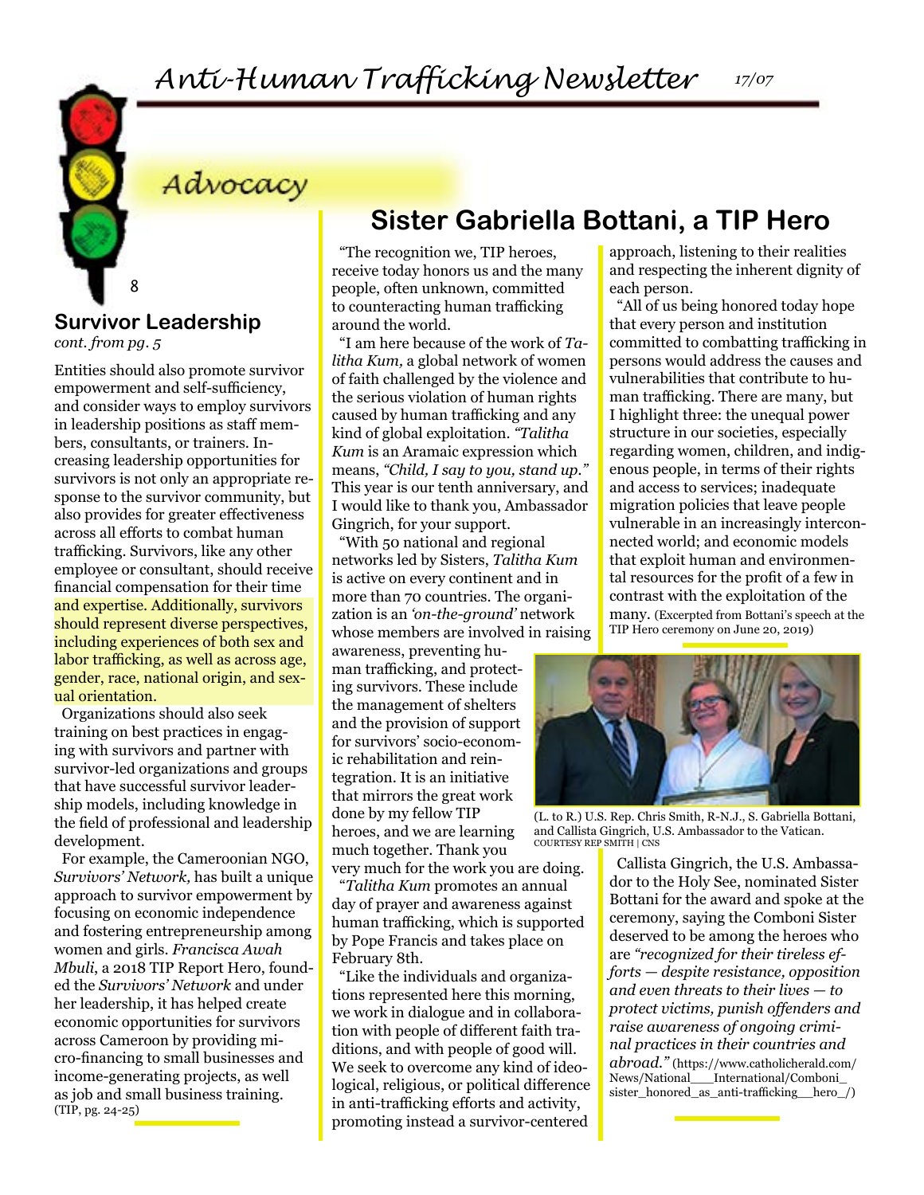## Advocacy

### Survivor Leadership

*cont. from pg. 5*

Entities should also promote survivor empowerment and self-sufficiency, and consider ways to employ survivors in leadership positions as staff members, consultants, or trainers. Increasing leadership opportunities for survivors is not only an appropriate response to the survivor community, but also provides for greater effectiveness across all efforts to combat human trafficking. Survivors, like any other employee or consultant, should receive financial compensation for their time and expertise. Additionally, survivors should represent diverse perspectives, including experiences of both sex and labor trafficking, as well as across age, gender, race, national origin, and sexual orientation.

Organizations should also seek training on best practices in engaging with survivors and partner with survivor-led organizations and groups that have successful survivor leadership models, including knowledge in the field of professional and leadership development.

For example, the Cameroonian NGO, *Survivors' Network,* has built a unique approach to survivor empowerment by focusing on economic independence and fostering entrepreneurship among women and girls. *Francisca Awah Mbuli*, a 2018 TIP Report Hero, founded the *Survivors' Network* and under her leadership, it has helped create economic opportunities for survivors across Cameroon by providing micro-financing to small businesses and income-generating projects, as well as job and small business training. (TIP, pg. 24-25)

## Sister Gabriella Bottani, a TIP Hero

"The recognition we, TIP heroes, receive today honors us and the many people, often unknown, committed to counteracting human trafficking around the world.

"I am here because of the work of *Talitha Kum,* a global network of women of faith challenged by the violence and the serious violation of human rights caused by human trafficking and any kind of global exploitation. *"Talitha Kum* is an Aramaic expression which means, *"Child, I say to you, stand up."* This year is our tenth anniversary, and I would like to thank you, Ambassador Gingrich, for your support.

"With 50 national and regional networks led by Sisters, *Talitha Kum* is active on every continent and in more than 70 countries. The organization is an *'on-the-ground'* network whose members are involved in raising awareness, preventing human trafficking, and protecting survivors. These include the management of shelters and the provision of support for survivors' socio-economic rehabilitation and reintegration. It is an initiative that mirrors the great work done by my fellow TIP heroes, and we are learning much together. Thank you very much for the work you are doing.

"*Talitha Kum* promotes an annual day of prayer and awareness against human trafficking, which is supported by Pope Francis and takes place on February 8th.

"Like the individuals and organizations represented here this morning, we work in dialogue and in collaboration with people of different faith traditions, and with people of good will. We seek to overcome any kind of ideological, religious, or political difference in anti-trafficking efforts and activity, promoting instead a survivor-centered approach, listening to their realities and respecting the inherent dignity of each person.

"All of us being honored today hope that every person and institution committed to combatting trafficking in persons would address the causes and vulnerabilities that contribute to human trafficking. There are many, but I highlight three: the unequal power structure in our societies, especially regarding women, children, and indigenous people, in terms of their rights and access to services; inadequate migration policies that leave people vulnerable in an increasingly interconnected world; and economic models that exploit human and environmental resources for the profit of a few in contrast with the exploitation of the many. (Excerpted from Bottani's speech at the TIP Hero ceremony on June 20, 2019)

(L. to R.) U.S. Rep. Chris Smith, R-N.J., S. Gabriella Bottani, and Callista Gingrich, U.S. Ambassador to the Vatican. COURTESY REP SMITH | CNS

Callista Gingrich, the U.S. Ambassador to the Holy See, nominated Sister Bottani for the award and spoke at the ceremony, saying the Comboni Sister deserved to be among the heroes who are *"recognized for their tireless efforts — despite resistance, opposition and even threats to their lives — to protect victims, punish offenders and raise awareness of ongoing criminal practices in their countries and abroad."* (https://www.catholicherald.com/News/National___International/Comboni_sister_honored_as_anti-trafficking__hero_/)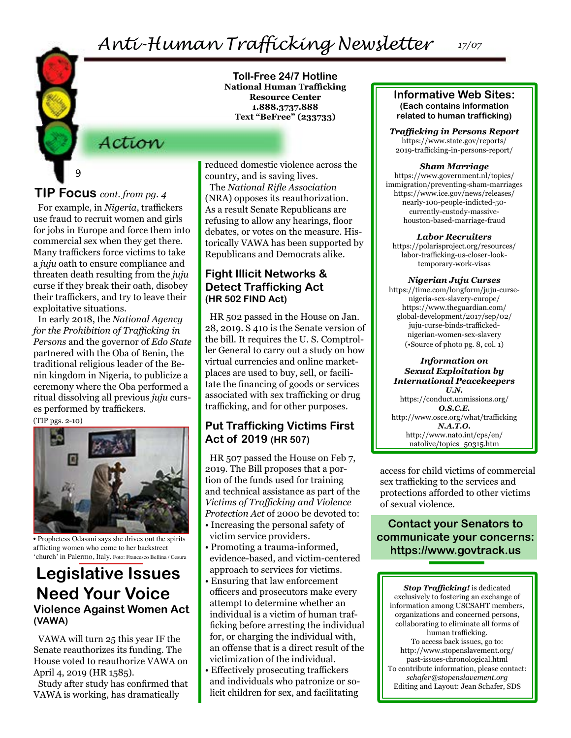# Anti-Human Trafficking Newsletter

## Action

**Toll-Free 24/7 Hotline**
**National Human Trafficking Resource Center**
**1.888.3737.888**
**Text "BeFree" (233733)**

## TIP Focus *cont. from pg. 4*

For example, in *Nigeria*, traffickers use fraud to recruit women and girls for jobs in Europe and force them into commercial sex when they get there. Many traffickers force victims to take a *juju* oath to ensure compliance and threaten death resulting from the *juju* curse if they break their oath, disobey their traffickers, and try to leave their exploitative situations.

In early 2018, the *National Agency for the Prohibition of Trafficking in Persons* and the governor of *Edo State* partnered with the Oba of Benin, the traditional religious leader of the Benin kingdom in Nigeria, to publicize a ceremony where the Oba performed a ritual dissolving all previous *juju* curses performed by traffickers.

(TIP pgs. 2-10)

• Prophetess Odasani says she drives out the spirits afflicting women who come to her backstreet 'church' in Palermo, Italy. Foto: Francesco Bellina / Cesura

## Legislative Issues Need Your Voice

### Violence Against Women Act (VAWA)

VAWA will turn 25 this year IF the Senate reauthorizes its funding. The House voted to reauthorize VAWA on April 4, 2019 (HR 1585).

Study after study has confirmed that VAWA is working, has dramatically reduced domestic violence across the country, and is saving lives.

The *National Rifle Association* (NRA) opposes its reauthorization. As a result Senate Republicans are refusing to allow any hearings, floor debates, or votes on the measure. Historically VAWA has been supported by Republicans and Democrats alike.

### Fight Illicit Networks & Detect Trafficking Act (HR 502 FIND Act)

HR 502 passed in the House on Jan. 28, 2019. S 410 is the Senate version of the bill. It requires the U. S. Comptroller General to carry out a study on how virtual currencies and online marketplaces are used to buy, sell, or facilitate the financing of goods or services associated with sex trafficking or drug trafficking, and for other purposes.

### Put Trafficking Victims First Act of 2019 (HR 507)

HR 507 passed the House on Feb 7, 2019. The Bill proposes that a portion of the funds used for training and technical assistance as part of the *Victims of Trafficking and Violence Protection Act* of 2000 be devoted to:

- Increasing the personal safety of victim service providers.
- Promoting a trauma-informed, evidence-based, and victim-centered approach to services for victims.
- Ensuring that law enforcement officers and prosecutors make every attempt to determine whether an individual is a victim of human trafficking before arresting the individual for, or charging the individual with, an offense that is a direct result of the victimization of the individual.
- Effectively prosecuting traffickers and individuals who patronize or solicit children for sex, and facilitating access for child victims of commercial sex trafficking to the services and protections afforded to other victims of sexual violence.

**Contact your Senators to communicate your concerns: https://www.govtrack.us**

### Informative Web Sites:
**(Each contains information related to human trafficking)**

***Trafficking in Persons Report***
https://www.state.gov/reports/2019-trafficking-in-persons-report/

***Sham Marriage***
https://www.government.nl/topics/immigration/preventing-sham-marriages
https://www.ice.gov/news/releases/nearly-100-people-indicted-50-currently-custody-massive-houston-based-marriage-fraud

***Labor Recruiters***
https://polarisproject.org/resources/labor-trafficking-us-closer-look-temporary-work-visas

***Nigerian Juju Curses***
https://time.com/longform/juju-curse-nigeria-sex-slavery-europe/
https://www.theguardian.com/global-development/2017/sep/02/juju-curse-binds-trafficked-nigerian-women-sex-slavery
(•Source of photo pg. 8, col. 1)

***Information on Sexual Exploitation by International Peacekeepers***
***U.N.***
https://conduct.unmissions.org/
***O.S.C.E.***
http://www.osce.org/what/trafficking
***N.A.T.O.***
http://www.nato.int/cps/en/natolive/topics_50315.htm

***Stop Trafficking!*** is dedicated exclusively to fostering an exchange of information among USCSAHT members, organizations and concerned persons, collaborating to eliminate all forms of human trafficking.
To access back issues, go to: http://www.stopenslavement.org/past-issues-chronological.html
To contribute information, please contact: *schafer@stopenslavement.org*
Editing and Layout: Jean Schafer, SDS